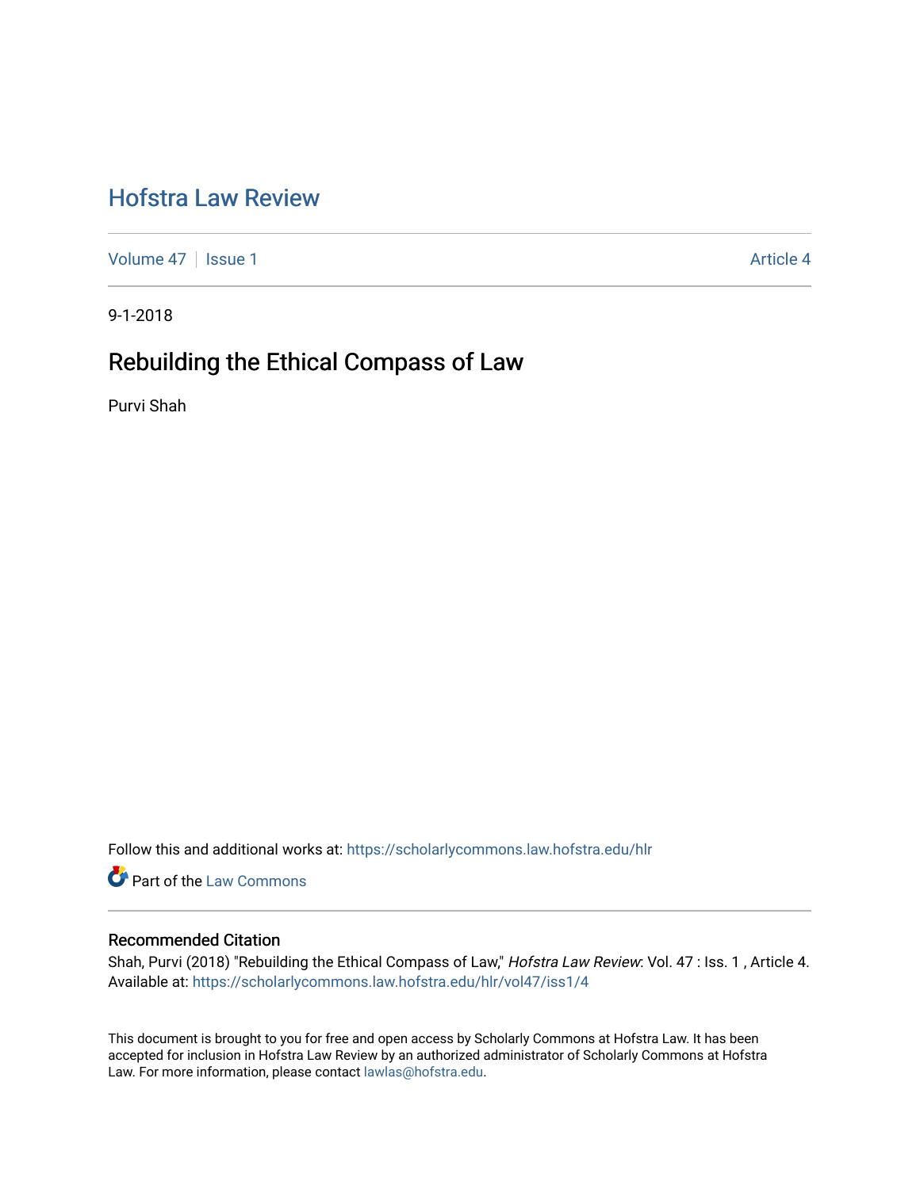# Hofstra Law Review

Volume 47 | Issue 1 | Article 4

9-1-2018

## Rebuilding the Ethical Compass of Law

Purvi Shah

Follow this and additional works at: https://scholarlycommons.law.hofstra.edu/hlr

Part of the Law Commons

### Recommended Citation

Shah, Purvi (2018) "Rebuilding the Ethical Compass of Law," *Hofstra Law Review*: Vol. 47 : Iss. 1 , Article 4. Available at: https://scholarlycommons.law.hofstra.edu/hlr/vol47/iss1/4

This document is brought to you for free and open access by Scholarly Commons at Hofstra Law. It has been accepted for inclusion in Hofstra Law Review by an authorized administrator of Scholarly Commons at Hofstra Law. For more information, please contact lawlas@hofstra.edu.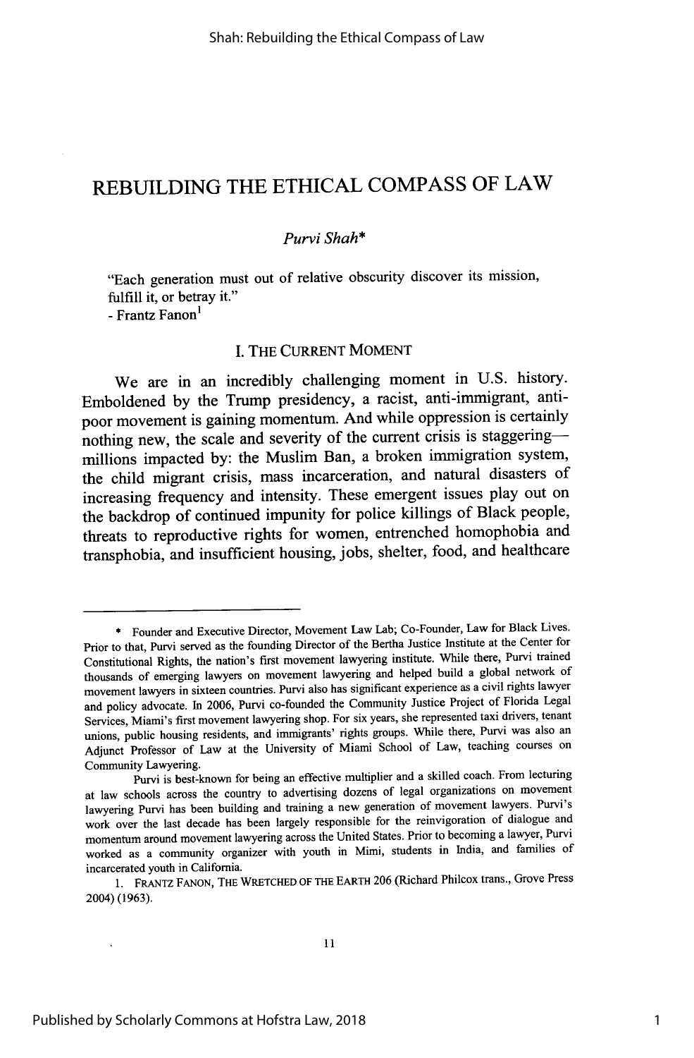# REBUILDING THE ETHICAL COMPASS OF LAW

*Purvi Shah\**

> "Each generation must out of relative obscurity discover its mission, fulfill it, or betray it."
> - Frantz Fanon[1]

## I. THE CURRENT MOMENT

We are in an incredibly challenging moment in U.S. history. Emboldened by the Trump presidency, a racist, anti-immigrant, anti-poor movement is gaining momentum. And while oppression is certainly nothing new, the scale and severity of the current crisis is staggering—millions impacted by: the Muslim Ban, a broken immigration system, the child migrant crisis, mass incarceration, and natural disasters of increasing frequency and intensity. These emergent issues play out on the backdrop of continued impunity for police killings of Black people, threats to reproductive rights for women, entrenched homophobia and transphobia, and insufficient housing, jobs, shelter, food, and healthcare

---

\* Founder and Executive Director, Movement Law Lab; Co-Founder, Law for Black Lives. Prior to that, Purvi served as the founding Director of the Bertha Justice Institute at the Center for Constitutional Rights, the nation's first movement lawyering institute. While there, Purvi trained thousands of emerging lawyers on movement lawyering and helped build a global network of movement lawyers in sixteen countries. Purvi also has significant experience as a civil rights lawyer and policy advocate. In 2006, Purvi co-founded the Community Justice Project of Florida Legal Services, Miami's first movement lawyering shop. For six years, she represented taxi drivers, tenant unions, public housing residents, and immigrants' rights groups. While there, Purvi was also an Adjunct Professor of Law at the University of Miami School of Law, teaching courses on Community Lawyering.

Purvi is best-known for being an effective multiplier and a skilled coach. From lecturing at law schools across the country to advertising dozens of legal organizations on movement lawyering Purvi has been building and training a new generation of movement lawyers. Purvi's work over the last decade has been largely responsible for the reinvigoration of dialogue and momentum around movement lawyering across the United States. Prior to becoming a lawyer, Purvi worked as a community organizer with youth in Mimi, students in India, and families of incarcerated youth in California.

1. FRANTZ FANON, THE WRETCHED OF THE EARTH 206 (Richard Philcox trans., Grove Press 2004) (1963).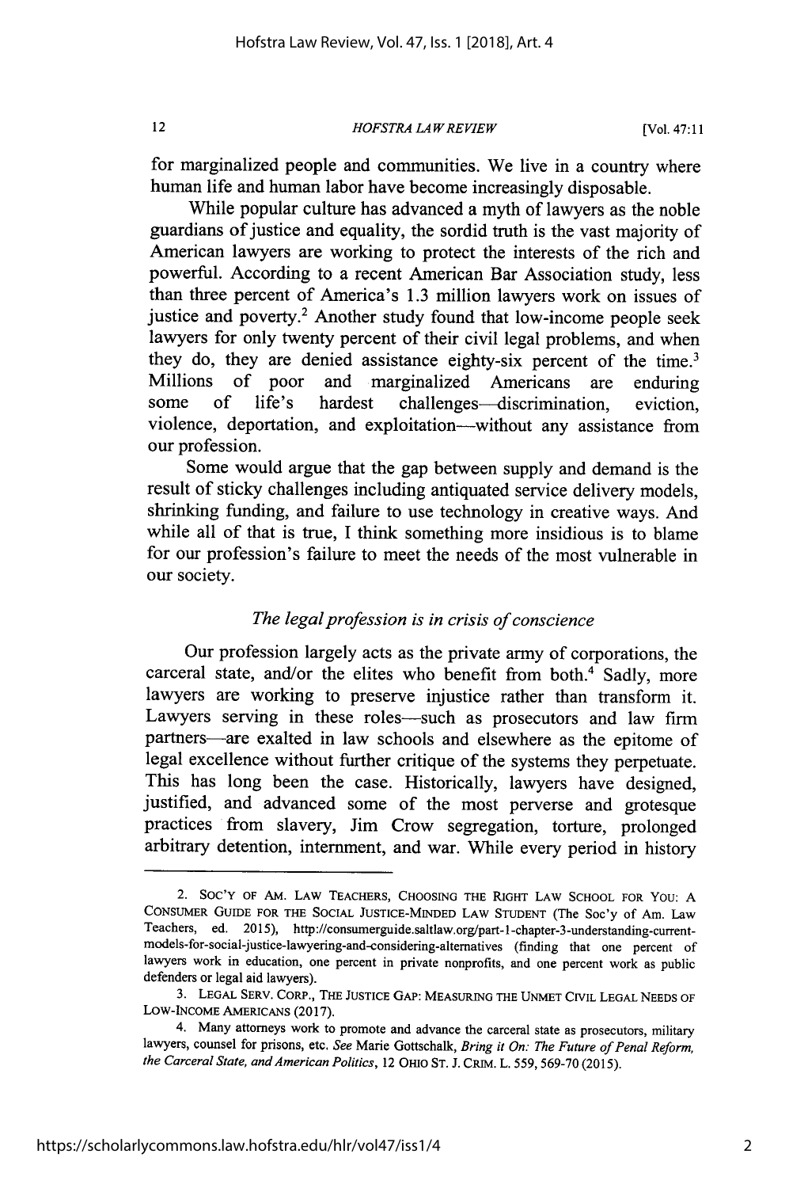for marginalized people and communities. We live in a country where human life and human labor have become increasingly disposable.

While popular culture has advanced a myth of lawyers as the noble guardians of justice and equality, the sordid truth is the vast majority of American lawyers are working to protect the interests of the rich and powerful. According to a recent American Bar Association study, less than three percent of America's 1.3 million lawyers work on issues of justice and poverty.[2] Another study found that low-income people seek lawyers for only twenty percent of their civil legal problems, and when they do, they are denied assistance eighty-six percent of the time.[3] Millions of poor and marginalized Americans are enduring some of life's hardest challenges—discrimination, eviction, violence, deportation, and exploitation—without any assistance from our profession.

Some would argue that the gap between supply and demand is the result of sticky challenges including antiquated service delivery models, shrinking funding, and failure to use technology in creative ways. And while all of that is true, I think something more insidious is to blame for our profession's failure to meet the needs of the most vulnerable in our society.

*The legal profession is in crisis of conscience*

Our profession largely acts as the private army of corporations, the carceral state, and/or the elites who benefit from both.[4] Sadly, more lawyers are working to preserve injustice rather than transform it. Lawyers serving in these roles—such as prosecutors and law firm partners—are exalted in law schools and elsewhere as the epitome of legal excellence without further critique of the systems they perpetuate. This has long been the case. Historically, lawyers have designed, justified, and advanced some of the most perverse and grotesque practices from slavery, Jim Crow segregation, torture, prolonged arbitrary detention, internment, and war. While every period in history

---

2. SOC'Y OF AM. LAW TEACHERS, CHOOSING THE RIGHT LAW SCHOOL FOR YOU: A CONSUMER GUIDE FOR THE SOCIAL JUSTICE-MINDED LAW STUDENT (The Soc'y of Am. Law Teachers, ed. 2015), http://consumerguide.saltlaw.org/part-1-chapter-3-understanding-current-models-for-social-justice-lawyering-and-considering-alternatives (finding that one percent of lawyers work in education, one percent in private nonprofits, and one percent work as public defenders or legal aid lawyers).

3. LEGAL SERV. CORP., THE JUSTICE GAP: MEASURING THE UNMET CIVIL LEGAL NEEDS OF LOW-INCOME AMERICANS (2017).

4. Many attorneys work to promote and advance the carceral state as prosecutors, military lawyers, counsel for prisons, etc. *See* Marie Gottschalk, *Bring it On: The Future of Penal Reform, the Carceral State, and American Politics*, 12 OHIO ST. J. CRIM. L. 559, 569-70 (2015).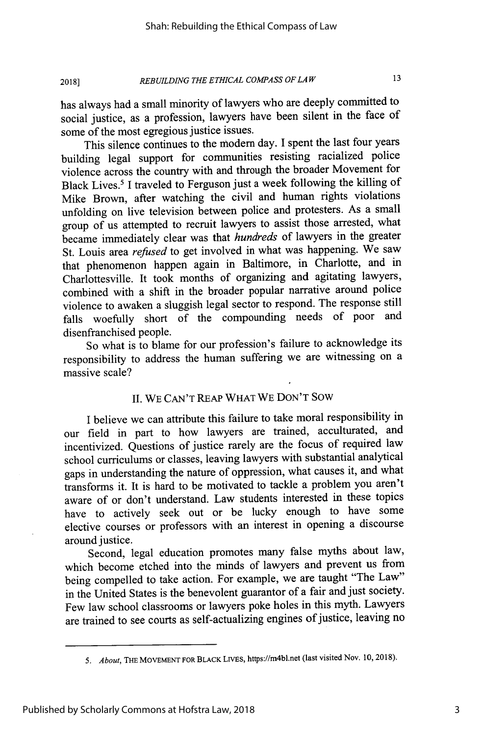has always had a small minority of lawyers who are deeply committed to social justice, as a profession, lawyers have been silent in the face of some of the most egregious justice issues.

This silence continues to the modern day. I spent the last four years building legal support for communities resisting racialized police violence across the country with and through the broader Movement for Black Lives.[5] I traveled to Ferguson just a week following the killing of Mike Brown, after watching the civil and human rights violations unfolding on live television between police and protesters. As a small group of us attempted to recruit lawyers to assist those arrested, what became immediately clear was that *hundreds* of lawyers in the greater St. Louis area *refused* to get involved in what was happening. We saw that phenomenon happen again in Baltimore, in Charlotte, and in Charlottesville. It took months of organizing and agitating lawyers, combined with a shift in the broader popular narrative around police violence to awaken a sluggish legal sector to respond. The response still falls woefully short of the compounding needs of poor and disenfranchised people.

So what is to blame for our profession's failure to acknowledge its responsibility to address the human suffering we are witnessing on a massive scale?

## II. WE CAN'T REAP WHAT WE DON'T SOW

I believe we can attribute this failure to take moral responsibility in our field in part to how lawyers are trained, acculturated, and incentivized. Questions of justice rarely are the focus of required law school curriculums or classes, leaving lawyers with substantial analytical gaps in understanding the nature of oppression, what causes it, and what transforms it. It is hard to be motivated to tackle a problem you aren't aware of or don't understand. Law students interested in these topics have to actively seek out or be lucky enough to have some elective courses or professors with an interest in opening a discourse around justice.

Second, legal education promotes many false myths about law, which become etched into the minds of lawyers and prevent us from being compelled to take action. For example, we are taught "The Law" in the United States is the benevolent guarantor of a fair and just society. Few law school classrooms or lawyers poke holes in this myth. Lawyers are trained to see courts as self-actualizing engines of justice, leaving no

---

5. *About*, THE MOVEMENT FOR BLACK LIVES, https://m4bl.net (last visited Nov. 10, 2018).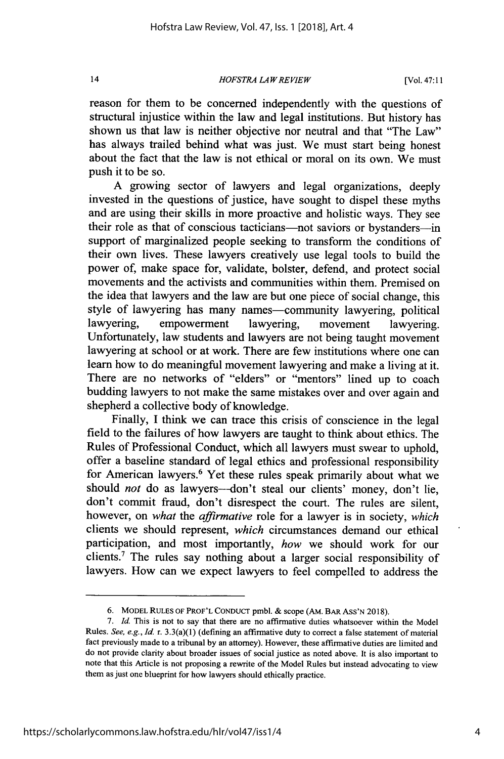reason for them to be concerned independently with the questions of structural injustice within the law and legal institutions. But history has shown us that law is neither objective nor neutral and that "The Law" has always trailed behind what was just. We must start being honest about the fact that the law is not ethical or moral on its own. We must push it to be so.

A growing sector of lawyers and legal organizations, deeply invested in the questions of justice, have sought to dispel these myths and are using their skills in more proactive and holistic ways. They see their role as that of conscious tacticians—not saviors or bystanders—in support of marginalized people seeking to transform the conditions of their own lives. These lawyers creatively use legal tools to build the power of, make space for, validate, bolster, defend, and protect social movements and the activists and communities within them. Premised on the idea that lawyers and the law are but one piece of social change, this style of lawyering has many names—community lawyering, political lawyering, empowerment lawyering, movement lawyering. Unfortunately, law students and lawyers are not being taught movement lawyering at school or at work. There are few institutions where one can learn how to do meaningful movement lawyering and make a living at it. There are no networks of "elders" or "mentors" lined up to coach budding lawyers to not make the same mistakes over and over again and shepherd a collective body of knowledge.

Finally, I think we can trace this crisis of conscience in the legal field to the failures of how lawyers are taught to think about ethics. The Rules of Professional Conduct, which all lawyers must swear to uphold, offer a baseline standard of legal ethics and professional responsibility for American lawyers.[6] Yet these rules speak primarily about what we should *not* do as lawyers—don't steal our clients' money, don't lie, don't commit fraud, don't disrespect the court. The rules are silent, however, on *what* the *affirmative* role for a lawyer is in society, *which* clients we should represent, *which* circumstances demand our ethical participation, and most importantly, *how* we should work for our clients.[7] The rules say nothing about a larger social responsibility of lawyers. How can we expect lawyers to feel compelled to address the

---

6. MODEL RULES OF PROF'L CONDUCT pmbl. & scope (AM. BAR ASS'N 2018).

7. *Id.* This is not to say that there are no affirmative duties whatsoever within the Model Rules. *See, e.g.*, *Id.* r. 3.3(a)(1) (defining an affirmative duty to correct a false statement of material fact previously made to a tribunal by an attorney). However, these affirmative duties are limited and do not provide clarity about broader issues of social justice as noted above. It is also important to note that this Article is not proposing a rewrite of the Model Rules but instead advocating to view them as just one blueprint for how lawyers should ethically practice.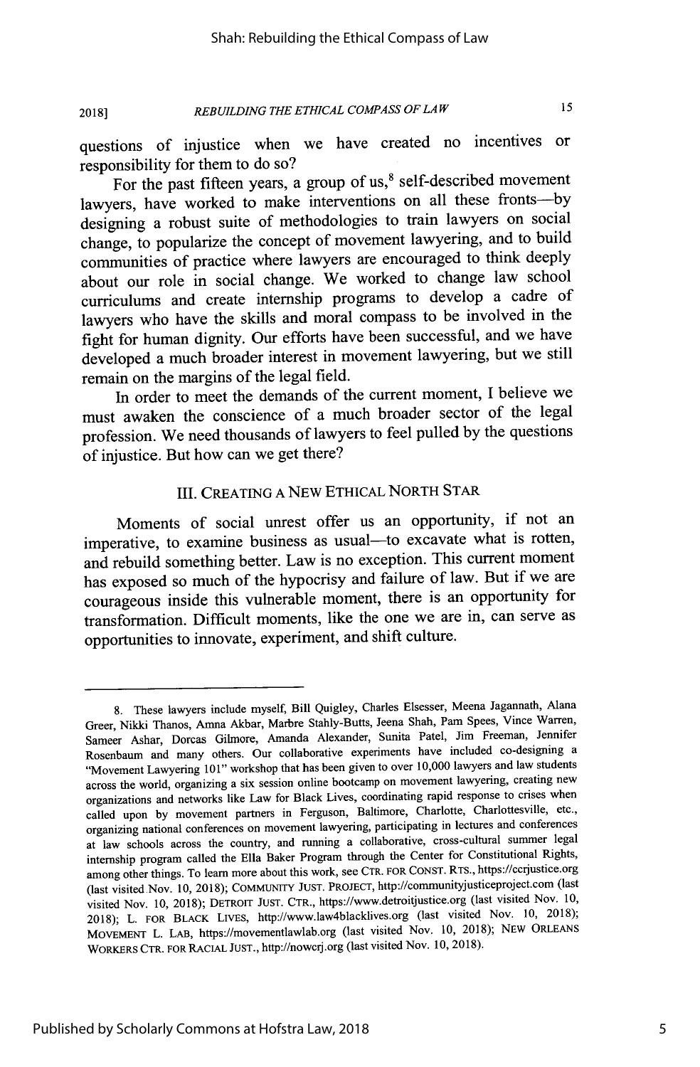questions of injustice when we have created no incentives or responsibility for them to do so?

For the past fifteen years, a group of us,[8] self-described movement lawyers, have worked to make interventions on all these fronts—by designing a robust suite of methodologies to train lawyers on social change, to popularize the concept of movement lawyering, and to build communities of practice where lawyers are encouraged to think deeply about our role in social change. We worked to change law school curriculums and create internship programs to develop a cadre of lawyers who have the skills and moral compass to be involved in the fight for human dignity. Our efforts have been successful, and we have developed a much broader interest in movement lawyering, but we still remain on the margins of the legal field.

In order to meet the demands of the current moment, I believe we must awaken the conscience of a much broader sector of the legal profession. We need thousands of lawyers to feel pulled by the questions of injustice. But how can we get there?

## III. CREATING A NEW ETHICAL NORTH STAR

Moments of social unrest offer us an opportunity, if not an imperative, to examine business as usual—to excavate what is rotten, and rebuild something better. Law is no exception. This current moment has exposed so much of the hypocrisy and failure of law. But if we are courageous inside this vulnerable moment, there is an opportunity for transformation. Difficult moments, like the one we are in, can serve as opportunities to innovate, experiment, and shift culture.

---

8. These lawyers include myself, Bill Quigley, Charles Elsesser, Meena Jagannath, Alana Greer, Nikki Thanos, Amna Akbar, Marbre Stahly-Butts, Jeena Shah, Pam Spees, Vince Warren, Sameer Ashar, Dorcas Gilmore, Amanda Alexander, Sunita Patel, Jim Freeman, Jennifer Rosenbaum and many others. Our collaborative experiments have included co-designing a "Movement Lawyering 101" workshop that has been given to over 10,000 lawyers and law students across the world, organizing a six session online bootcamp on movement lawyering, creating new organizations and networks like Law for Black Lives, coordinating rapid response to crises when called upon by movement partners in Ferguson, Baltimore, Charlotte, Charlottesville, etc., organizing national conferences on movement lawyering, participating in lectures and conferences at law schools across the country, and running a collaborative, cross-cultural summer legal internship program called the Ella Baker Program through the Center for Constitutional Rights, among other things. To learn more about this work, see CTR. FOR CONST. RTS., https://ccrjustice.org (last visited Nov. 10, 2018); COMMUNITY JUST. PROJECT, http://communityjusticeproject.com (last visited Nov. 10, 2018); DETROIT JUST. CTR., https://www.detroitjustice.org (last visited Nov. 10, 2018); L. FOR BLACK LIVES, http://www.law4blacklives.org (last visited Nov. 10, 2018); MOVEMENT L. LAB, https://movementlawlab.org (last visited Nov. 10, 2018); NEW ORLEANS WORKERS CTR. FOR RACIAL JUST., http://nowcrj.org (last visited Nov. 10, 2018).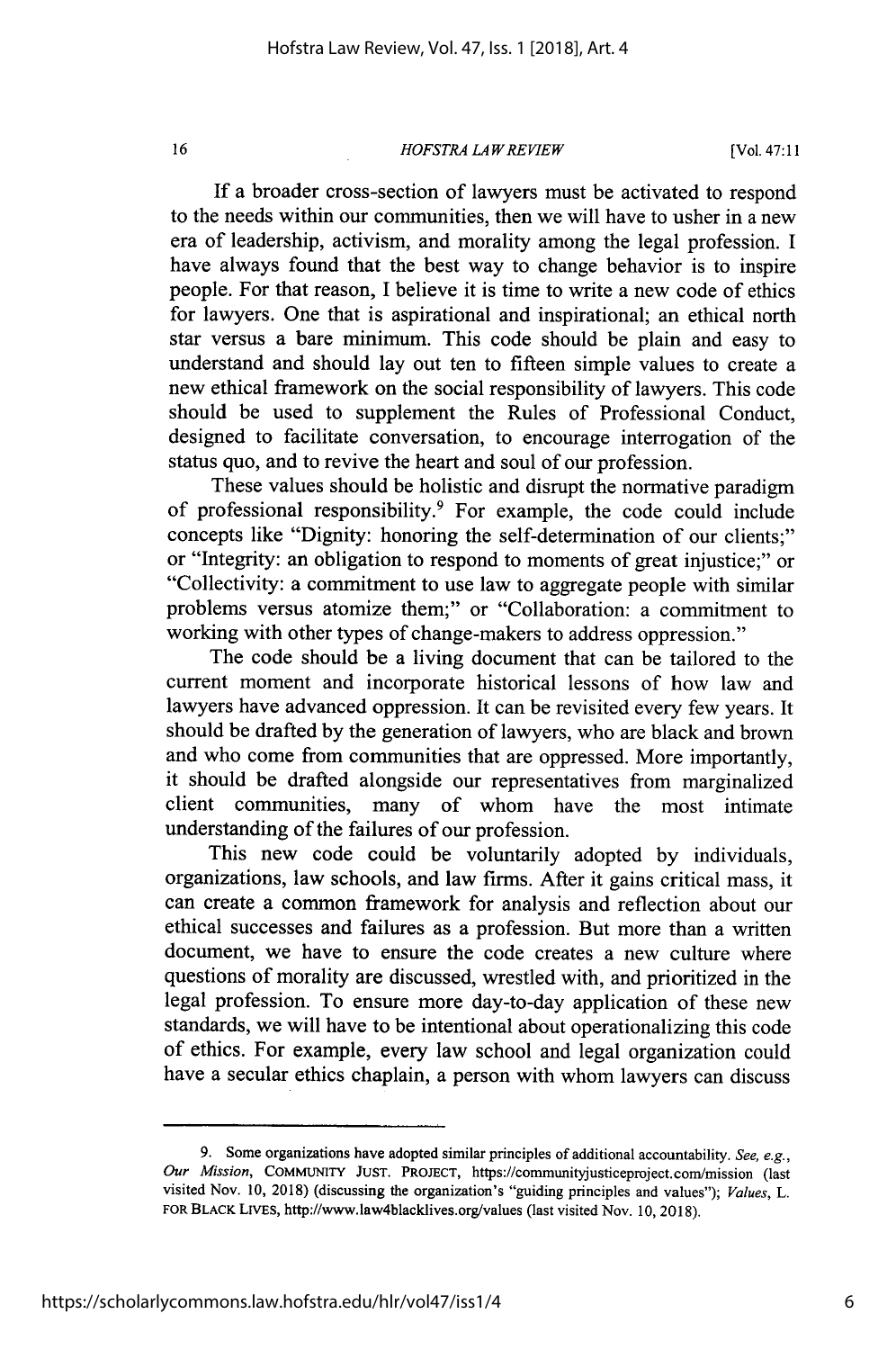If a broader cross-section of lawyers must be activated to respond to the needs within our communities, then we will have to usher in a new era of leadership, activism, and morality among the legal profession. I have always found that the best way to change behavior is to inspire people. For that reason, I believe it is time to write a new code of ethics for lawyers. One that is aspirational and inspirational; an ethical north star versus a bare minimum. This code should be plain and easy to understand and should lay out ten to fifteen simple values to create a new ethical framework on the social responsibility of lawyers. This code should be used to supplement the Rules of Professional Conduct, designed to facilitate conversation, to encourage interrogation of the status quo, and to revive the heart and soul of our profession.

These values should be holistic and disrupt the normative paradigm of professional responsibility.[9] For example, the code could include concepts like "Dignity: honoring the self-determination of our clients;" or "Integrity: an obligation to respond to moments of great injustice;" or "Collectivity: a commitment to use law to aggregate people with similar problems versus atomize them;" or "Collaboration: a commitment to working with other types of change-makers to address oppression."

The code should be a living document that can be tailored to the current moment and incorporate historical lessons of how law and lawyers have advanced oppression. It can be revisited every few years. It should be drafted by the generation of lawyers, who are black and brown and who come from communities that are oppressed. More importantly, it should be drafted alongside our representatives from marginalized client communities, many of whom have the most intimate understanding of the failures of our profession.

This new code could be voluntarily adopted by individuals, organizations, law schools, and law firms. After it gains critical mass, it can create a common framework for analysis and reflection about our ethical successes and failures as a profession. But more than a written document, we have to ensure the code creates a new culture where questions of morality are discussed, wrestled with, and prioritized in the legal profession. To ensure more day-to-day application of these new standards, we will have to be intentional about operationalizing this code of ethics. For example, every law school and legal organization could have a secular ethics chaplain, a person with whom lawyers can discuss

---

9. Some organizations have adopted similar principles of additional accountability. *See, e.g.*, *Our Mission*, COMMUNITY JUST. PROJECT, https://communityjusticeproject.com/mission (last visited Nov. 10, 2018) (discussing the organization's "guiding principles and values"); *Values*, L. FOR BLACK LIVES, http://www.law4blacklives.org/values (last visited Nov. 10, 2018).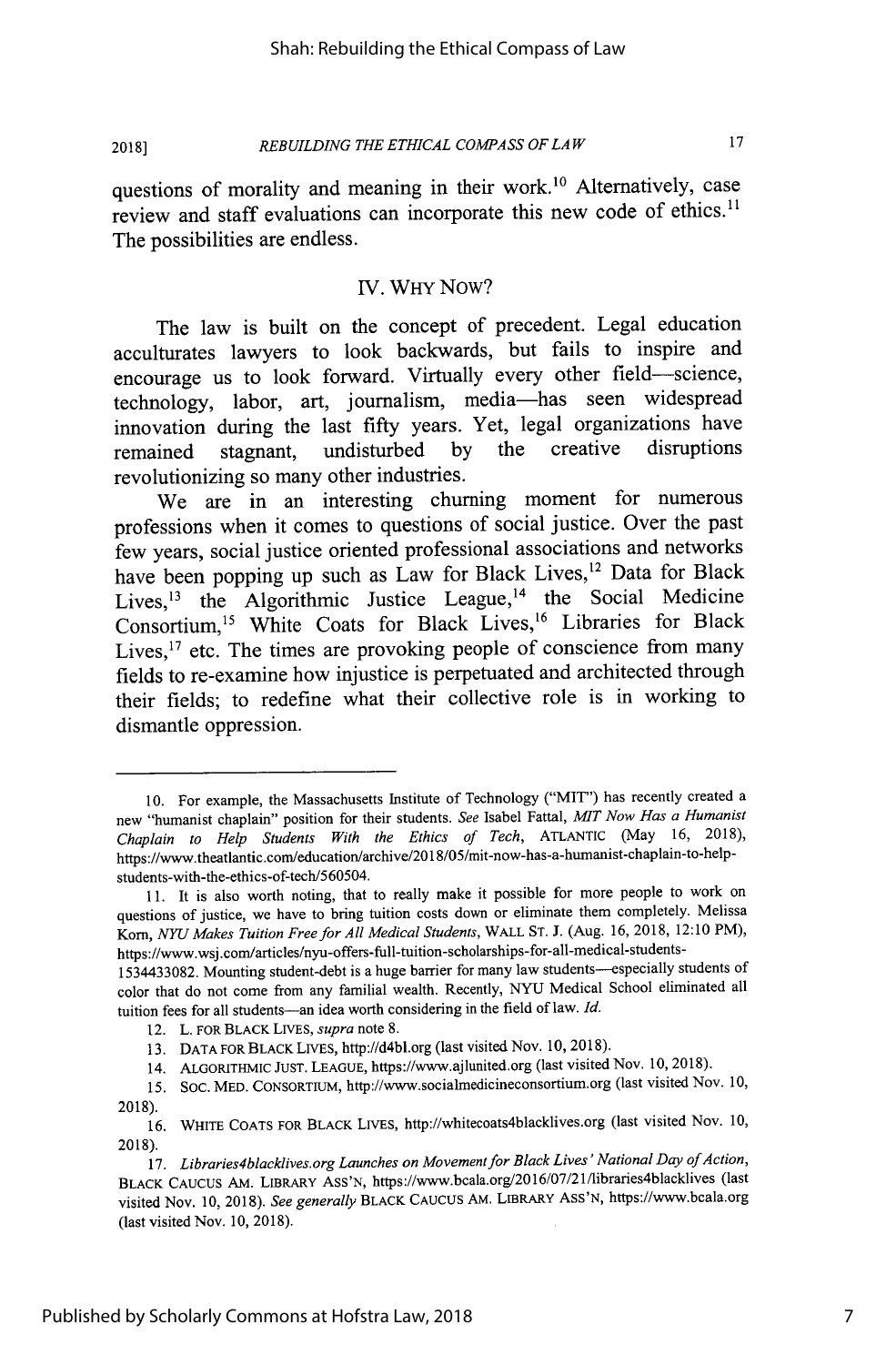questions of morality and meaning in their work.[10] Alternatively, case review and staff evaluations can incorporate this new code of ethics.[11] The possibilities are endless.

## IV. WHY NOW?

The law is built on the concept of precedent. Legal education acculturates lawyers to look backwards, but fails to inspire and encourage us to look forward. Virtually every other field—science, technology, labor, art, journalism, media—has seen widespread innovation during the last fifty years. Yet, legal organizations have remained stagnant, undisturbed by the creative disruptions revolutionizing so many other industries.

We are in an interesting churning moment for numerous professions when it comes to questions of social justice. Over the past few years, social justice oriented professional associations and networks have been popping up such as Law for Black Lives,[12] Data for Black Lives,[13] the Algorithmic Justice League,[14] the Social Medicine Consortium,[15] White Coats for Black Lives,[16] Libraries for Black Lives,[17] etc. The times are provoking people of conscience from many fields to re-examine how injustice is perpetuated and architected through their fields; to redefine what their collective role is in working to dismantle oppression.

---

10. For example, the Massachusetts Institute of Technology ("MIT") has recently created a new "humanist chaplain" position for their students. *See* Isabel Fattal, *MIT Now Has a Humanist Chaplain to Help Students With the Ethics of Tech*, ATLANTIC (May 16, 2018), https://www.theatlantic.com/education/archive/2018/05/mit-now-has-a-humanist-chaplain-to-help-students-with-the-ethics-of-tech/560504.

11. It is also worth noting, that to really make it possible for more people to work on questions of justice, we have to bring tuition costs down or eliminate them completely. Melissa Korn, *NYU Makes Tuition Free for All Medical Students*, WALL ST. J. (Aug. 16, 2018, 12:10 PM), https://www.wsj.com/articles/nyu-offers-full-tuition-scholarships-for-all-medical-students-1534433082. Mounting student-debt is a huge barrier for many law students—especially students of color that do not come from any familial wealth. Recently, NYU Medical School eliminated all tuition fees for all students—an idea worth considering in the field of law. *Id.*

12. L. FOR BLACK LIVES, *supra* note 8.

13. DATA FOR BLACK LIVES, http://d4bl.org (last visited Nov. 10, 2018).

14. ALGORITHMIC JUST. LEAGUE, https://www.ajlunited.org (last visited Nov. 10, 2018).

15. SOC. MED. CONSORTIUM, http://www.socialmedicineconsortium.org (last visited Nov. 10, 2018).

16. WHITE COATS FOR BLACK LIVES, http://whitecoats4blacklives.org (last visited Nov. 10, 2018).

17. *Libraries4blacklives.org Launches on Movement for Black Lives' National Day of Action*, BLACK CAUCUS AM. LIBRARY ASS'N, https://www.bcala.org/2016/07/21/libraries4blacklives (last visited Nov. 10, 2018). *See generally* BLACK CAUCUS AM. LIBRARY ASS'N, https://www.bcala.org (last visited Nov. 10, 2018).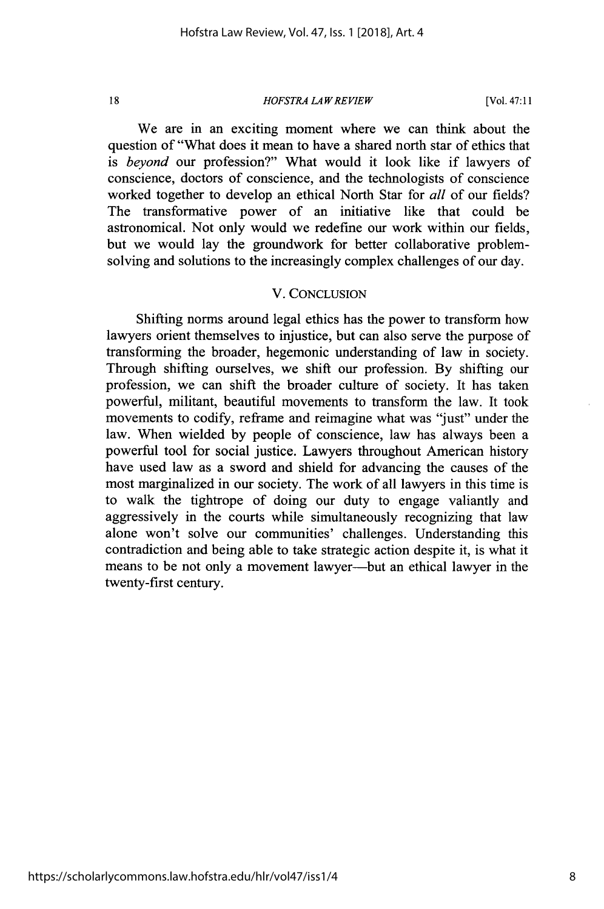We are in an exciting moment where we can think about the question of "What does it mean to have a shared north star of ethics that is *beyond* our profession?" What would it look like if lawyers of conscience, doctors of conscience, and the technologists of conscience worked together to develop an ethical North Star for *all* of our fields? The transformative power of an initiative like that could be astronomical. Not only would we redefine our work within our fields, but we would lay the groundwork for better collaborative problem-solving and solutions to the increasingly complex challenges of our day.

## V. CONCLUSION

Shifting norms around legal ethics has the power to transform how lawyers orient themselves to injustice, but can also serve the purpose of transforming the broader, hegemonic understanding of law in society. Through shifting ourselves, we shift our profession. By shifting our profession, we can shift the broader culture of society. It has taken powerful, militant, beautiful movements to transform the law. It took movements to codify, reframe and reimagine what was "just" under the law. When wielded by people of conscience, law has always been a powerful tool for social justice. Lawyers throughout American history have used law as a sword and shield for advancing the causes of the most marginalized in our society. The work of all lawyers in this time is to walk the tightrope of doing our duty to engage valiantly and aggressively in the courts while simultaneously recognizing that law alone won't solve our communities' challenges. Understanding this contradiction and being able to take strategic action despite it, is what it means to be not only a movement lawyer—but an ethical lawyer in the twenty-first century.